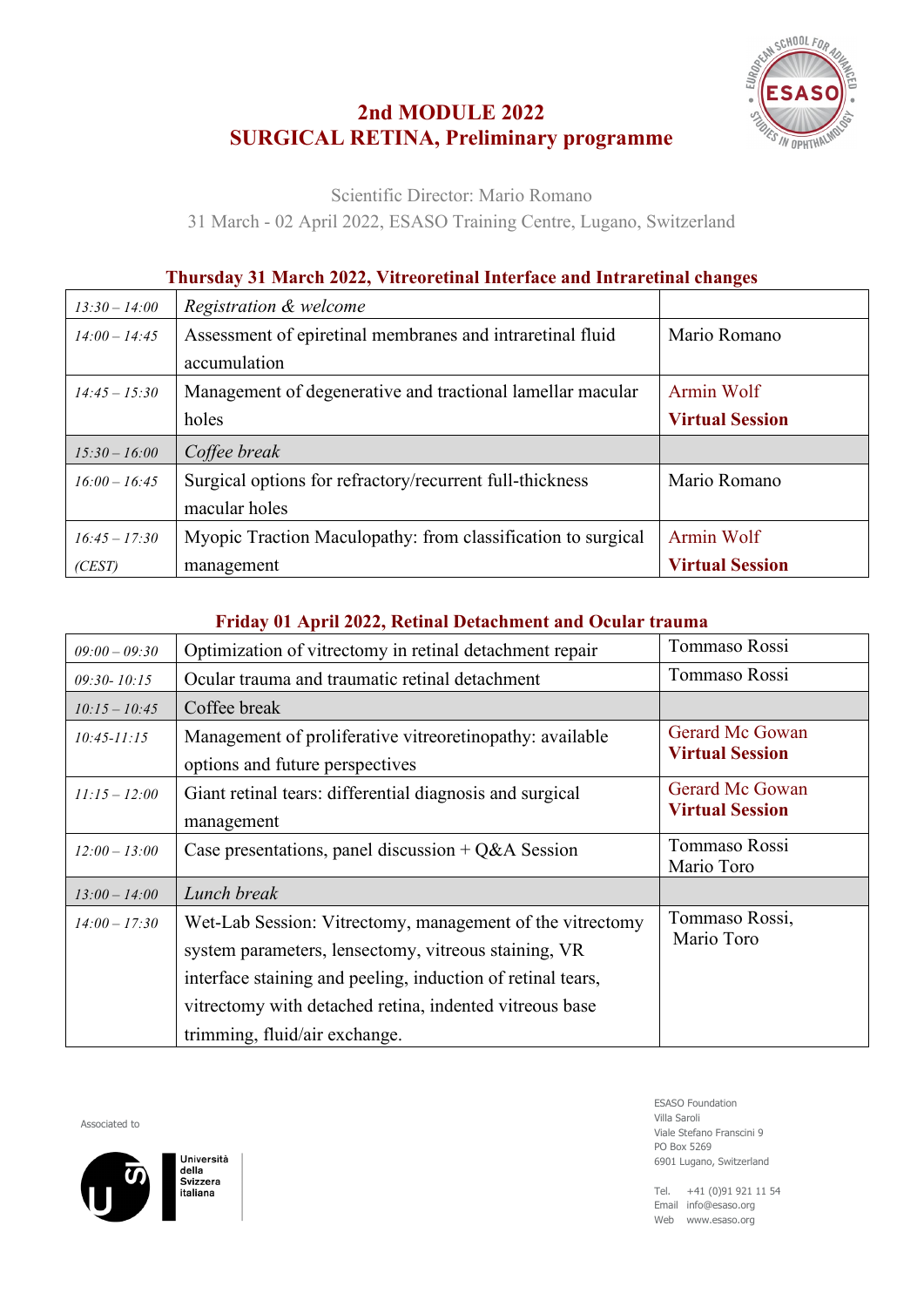# 2nd MODULE 2022
# SURGICAL RETINA, Preliminary programme

Scientific Director: Mario Romano

31 March - 02 April 2022, ESASO Training Centre, Lugano, Switzerland

### Thursday 31 March 2022, Vitreoretinal Interface and Intraretinal changes

| | | |
|---|---|---|
| *13:30 – 14:00* | *Registration & welcome* | |
| *14:00 – 14:45* | Assessment of epiretinal membranes and intraretinal fluid accumulation | Mario Romano |
| *14:45 – 15:30* | Management of degenerative and tractional lamellar macular holes | Armin Wolf **Virtual Session** |
| *15:30 – 16:00* | *Coffee break* | |
| *16:00 – 16:45* | Surgical options for refractory/recurrent full-thickness macular holes | Mario Romano |
| *16:45 – 17:30 (CEST)* | Myopic Traction Maculopathy: from classification to surgical management | Armin Wolf **Virtual Session** |

### Friday 01 April 2022, Retinal Detachment and Ocular trauma

| | | |
|---|---|---|
| *09:00 – 09:30* | Optimization of vitrectomy in retinal detachment repair | Tommaso Rossi |
| *09:30- 10:15* | Ocular trauma and traumatic retinal detachment | Tommaso Rossi |
| *10:15 – 10:45* | Coffee break | |
| *10:45-11:15* | Management of proliferative vitreoretinopathy: available options and future perspectives | Gerard Mc Gowan **Virtual Session** |
| *11:15 – 12:00* | Giant retinal tears: differential diagnosis and surgical management | Gerard Mc Gowan **Virtual Session** |
| *12:00 – 13:00* | Case presentations, panel discussion + Q&A Session | Tommaso Rossi Mario Toro |
| *13:00 – 14:00* | *Lunch break* | |
| *14:00 – 17:30* | Wet-Lab Session: Vitrectomy, management of the vitrectomy system parameters, lensectomy, vitreous staining, VR interface staining and peeling, induction of retinal tears, vitrectomy with detached retina, indented vitreous base trimming, fluid/air exchange. | Tommaso Rossi, Mario Toro |

Associated to

Università della Svizzera italiana

ESASO Foundation
Villa Saroli
Viale Stefano Franscini 9
PO Box 5269
6901 Lugano, Switzerland

Tel. +41 (0)91 921 11 54
Email info@esaso.org
Web www.esaso.org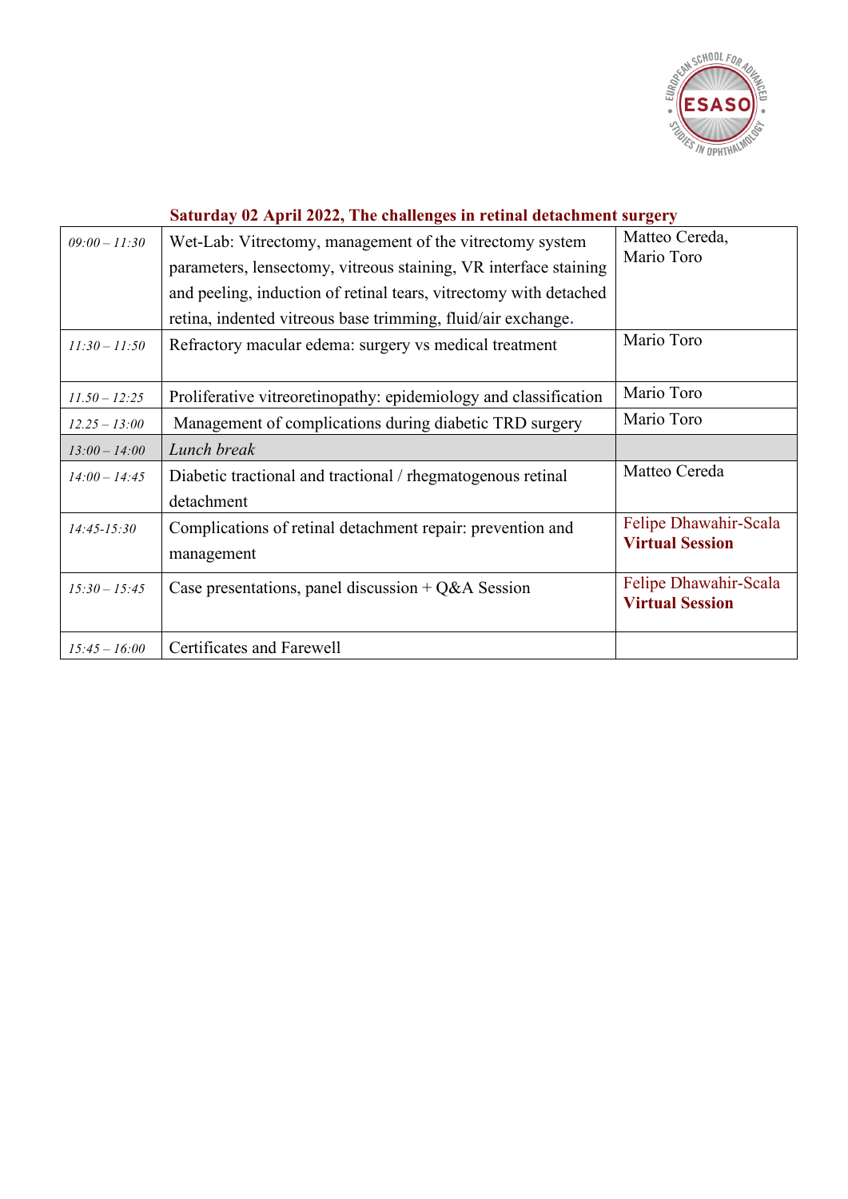## Saturday 02 April 2022, The challenges in retinal detachment surgery

| | | |
|---|---|---|
| *09:00 – 11:30* | Wet-Lab: Vitrectomy, management of the vitrectomy system parameters, lensectomy, vitreous staining, VR interface staining and peeling, induction of retinal tears, vitrectomy with detached retina, indented vitreous base trimming, fluid/air exchange. | Matteo Cereda, Mario Toro |
| *11:30 – 11:50* | Refractory macular edema: surgery vs medical treatment | Mario Toro |
| *11.50 – 12:25* | Proliferative vitreoretinopathy: epidemiology and classification | Mario Toro |
| *12.25 – 13:00* | Management of complications during diabetic TRD surgery | Mario Toro |
| *13:00 – 14:00* | *Lunch break* | |
| *14:00 – 14:45* | Diabetic tractional and tractional / rhegmatogenous retinal detachment | Matteo Cereda |
| *14:45-15:30* | Complications of retinal detachment repair: prevention and management | Felipe Dhawahir-Scala **Virtual Session** |
| *15:30 – 15:45* | Case presentations, panel discussion + Q&A Session | Felipe Dhawahir-Scala **Virtual Session** |
| *15:45 – 16:00* | Certificates and Farewell | |